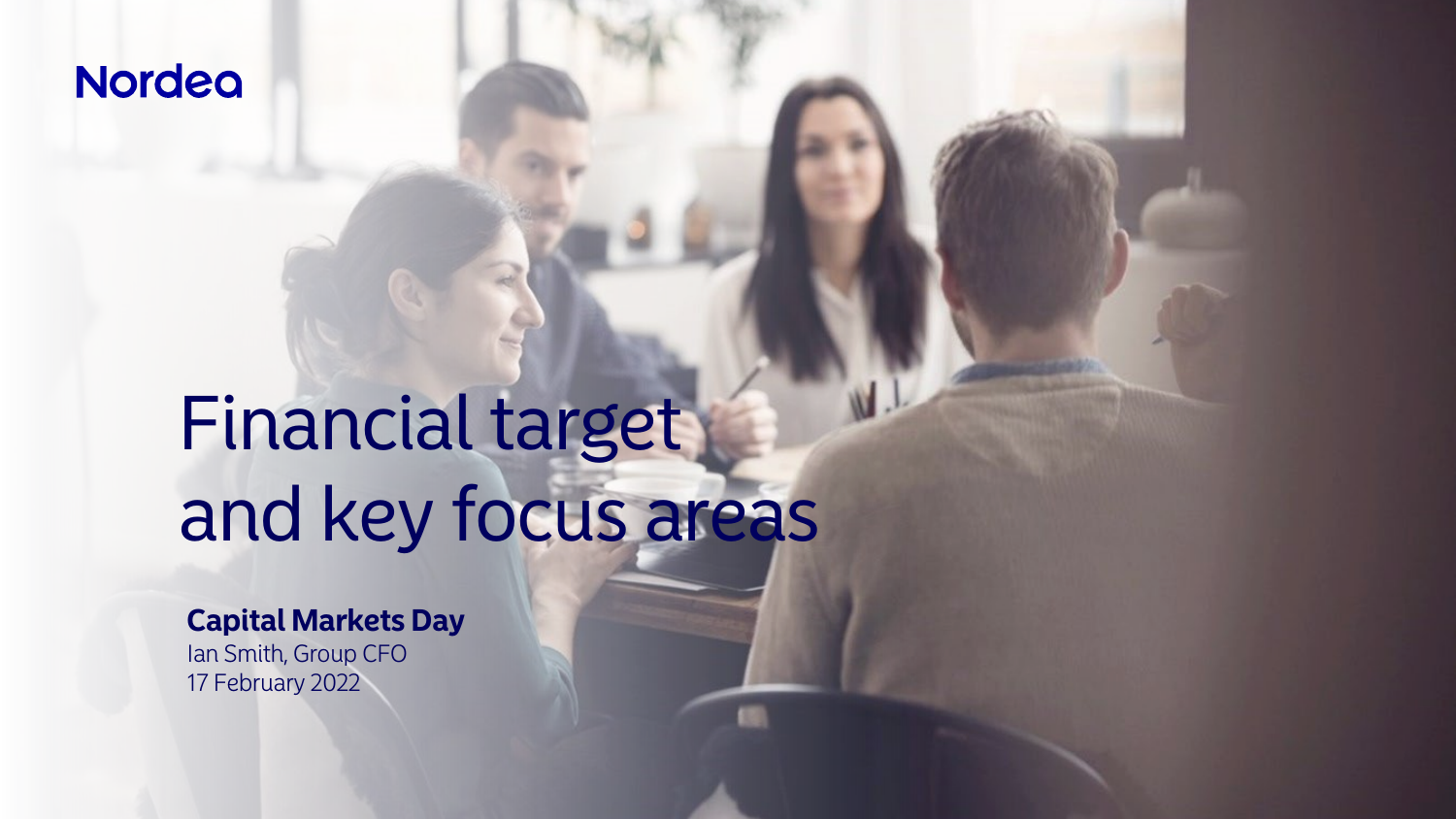Nordea

# Financial target and key focus areas

**Capital Markets Day**
Ian Smith, Group CFO
17 February 2022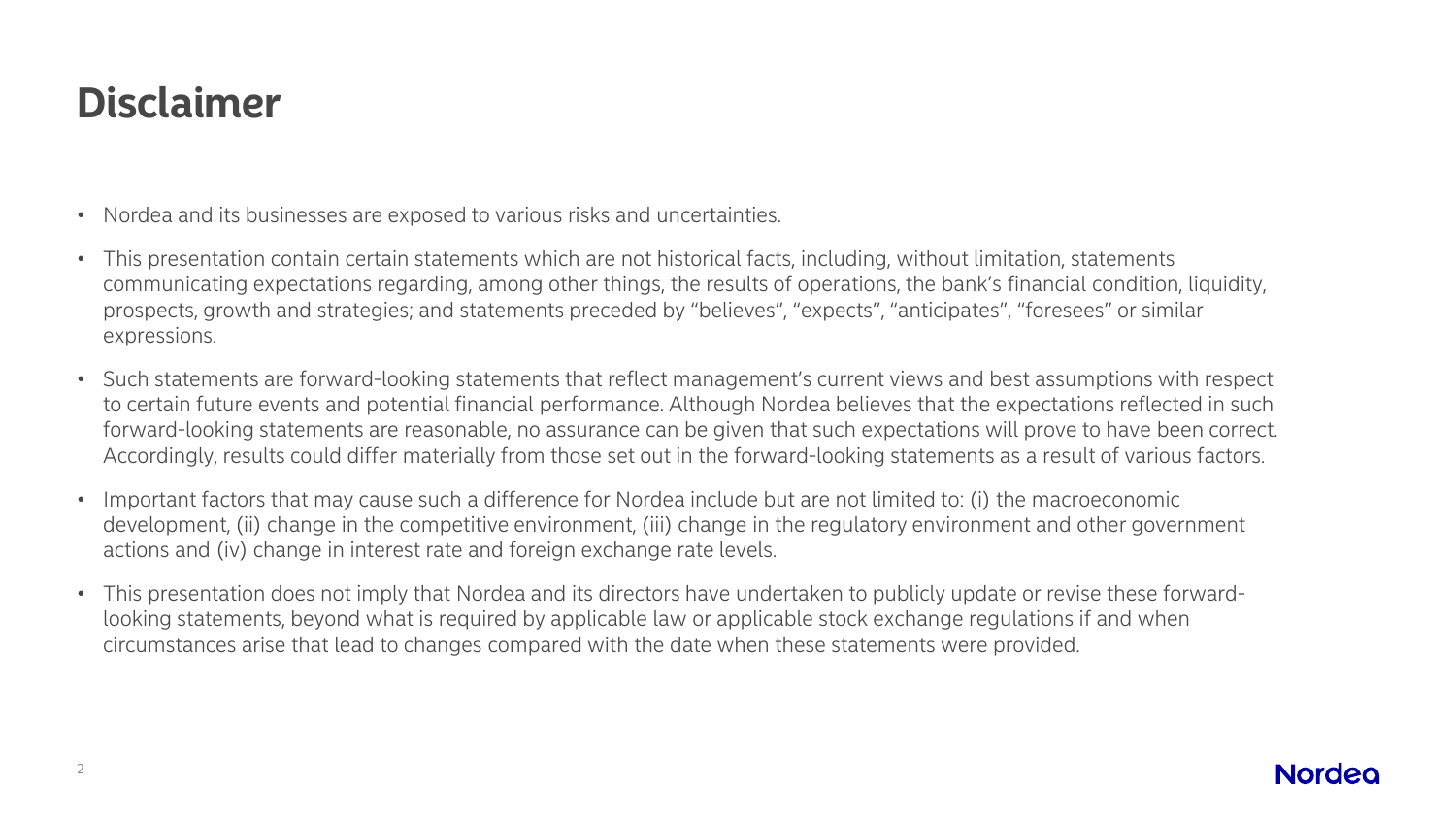# Disclaimer

- Nordea and its businesses are exposed to various risks and uncertainties.
- This presentation contain certain statements which are not historical facts, including, without limitation, statements communicating expectations regarding, among other things, the results of operations, the bank's financial condition, liquidity, prospects, growth and strategies; and statements preceded by "believes", "expects", "anticipates", "foresees" or similar expressions.
- Such statements are forward-looking statements that reflect management's current views and best assumptions with respect to certain future events and potential financial performance. Although Nordea believes that the expectations reflected in such forward-looking statements are reasonable, no assurance can be given that such expectations will prove to have been correct. Accordingly, results could differ materially from those set out in the forward-looking statements as a result of various factors.
- Important factors that may cause such a difference for Nordea include but are not limited to: (i) the macroeconomic development, (ii) change in the competitive environment, (iii) change in the regulatory environment and other government actions and (iv) change in interest rate and foreign exchange rate levels.
- This presentation does not imply that Nordea and its directors have undertaken to publicly update or revise these forward-looking statements, beyond what is required by applicable law or applicable stock exchange regulations if and when circumstances arise that lead to changes compared with the date when these statements were provided.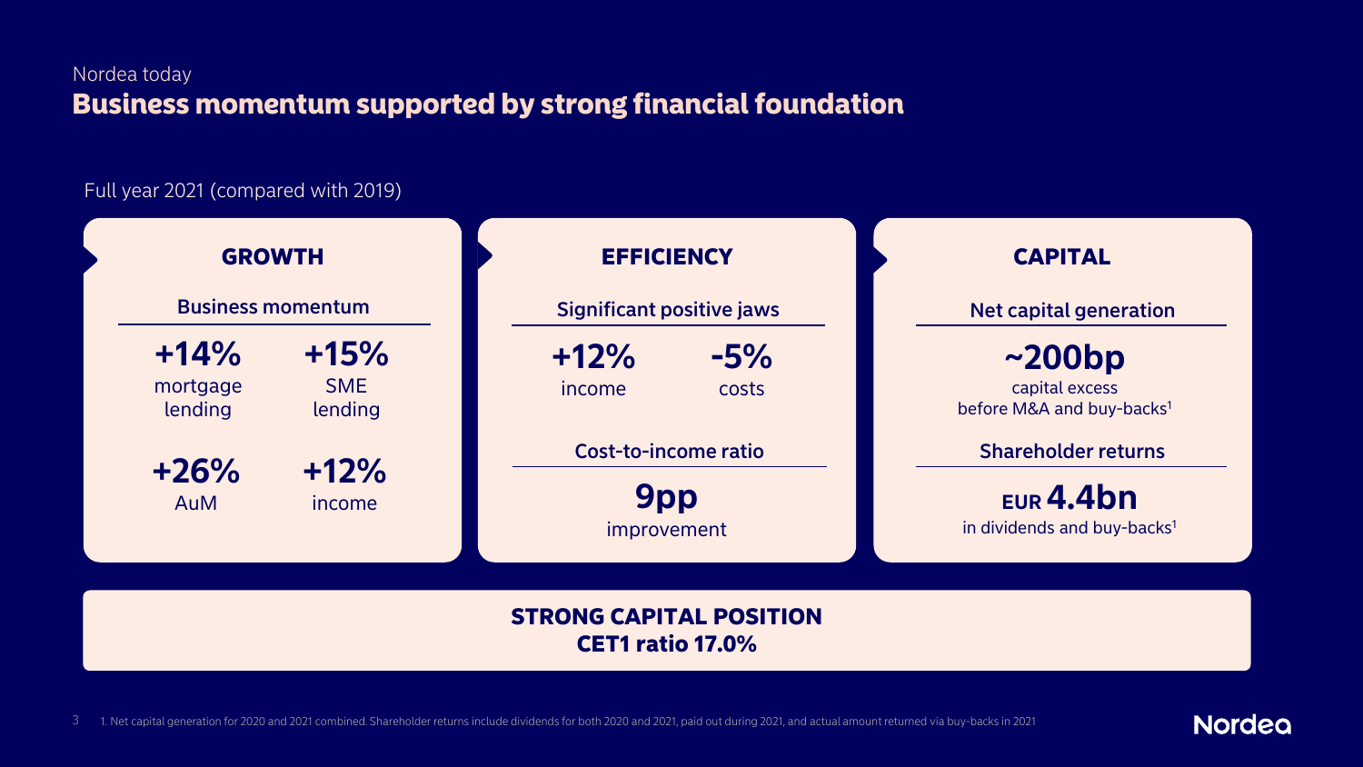Nordea today

# Business momentum supported by strong financial foundation

Full year 2021 (compared with 2019)

## GROWTH

### Business momentum

**+14%** mortgage lending

**+15%** SME lending

**+26%** AuM

**+12%** income

## EFFICIENCY

### Significant positive jaws

**+12%** income

**-5%** costs

### Cost-to-income ratio

**9pp** improvement

## CAPITAL

### Net capital generation

**~200bp** capital excess before M&A and buy-backs[1]

### Shareholder returns

**EUR 4.4bn** in dividends and buy-backs[1]

**STRONG CAPITAL POSITION**
**CET1 ratio 17.0%**

1. Net capital generation for 2020 and 2021 combined. Shareholder returns include dividends for both 2020 and 2021, paid out during 2021, and actual amount returned via buy-backs in 2021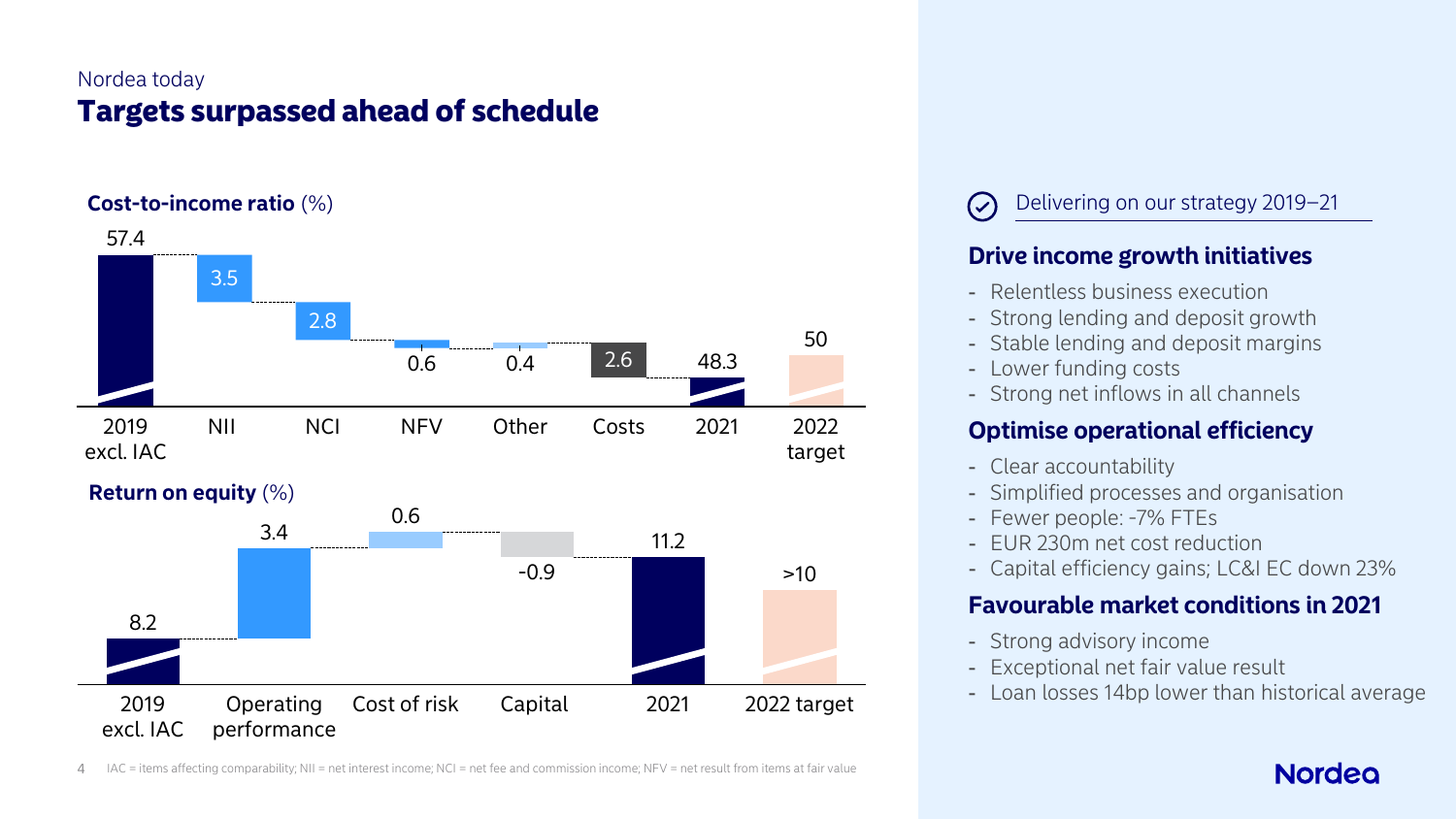Nordea today

# Targets surpassed ahead of schedule

**Cost-to-income ratio** (%)

| 2019 excl. IAC | NII | NCI | NFV | Other | Costs | 2021 | 2022 target |
|---|---|---|---|---|---|---|---|
| 57.4 | 3.5 | 2.8 | 0.6 | 0.4 | 2.6 | 48.3 | 50 |

**Return on equity** (%)

| 2019 excl. IAC | Operating performance | Cost of risk | Capital | 2021 | 2022 target |
|---|---|---|---|---|---|
| 8.2 | 3.4 | 0.6 | -0.9 | 11.2 | >10 |

IAC = items affecting comparability; NII = net interest income; NCI = net fee and commission income; NFV = net result from items at fair value

Delivering on our strategy 2019–21

## Drive income growth initiatives

- Relentless business execution
- Strong lending and deposit growth
- Stable lending and deposit margins
- Lower funding costs
- Strong net inflows in all channels

## Optimise operational efficiency

- Clear accountability
- Simplified processes and organisation
- Fewer people: -7% FTEs
- EUR 230m net cost reduction
- Capital efficiency gains; LC&I EC down 23%

## Favourable market conditions in 2021

- Strong advisory income
- Exceptional net fair value result
- Loan losses 14bp lower than historical average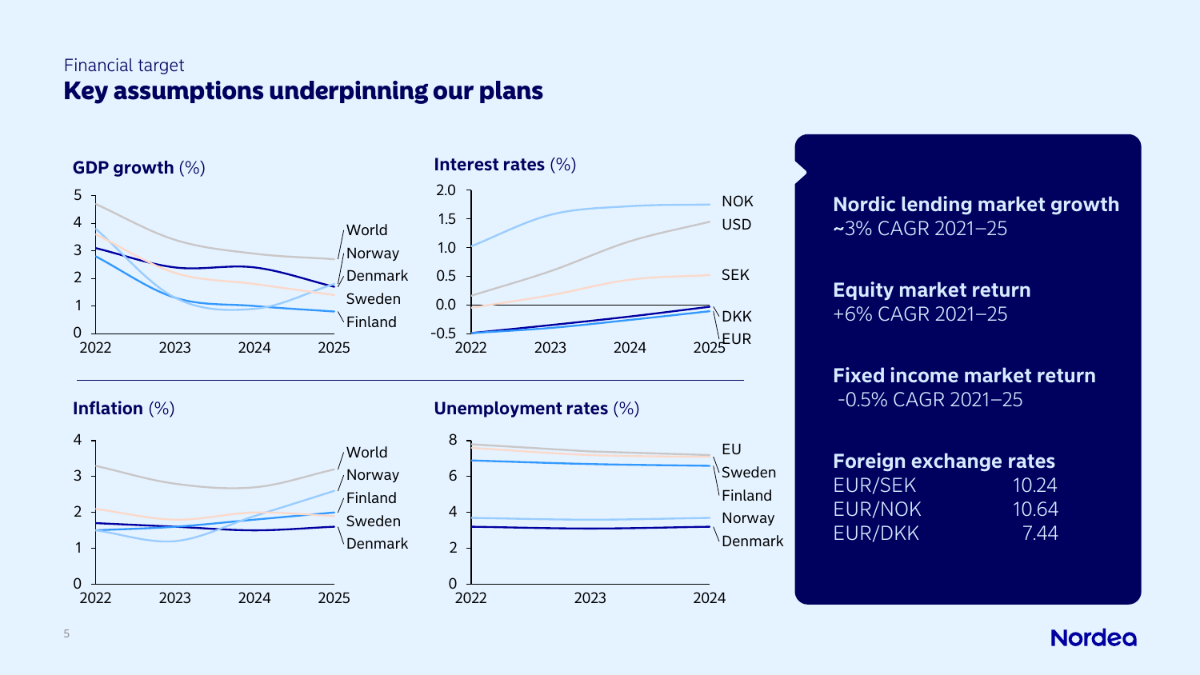Financial target

# Key assumptions underpinning our plans

**GDP growth** (%)

World, Norway, Denmark, Sweden, Finland (2022–2025)

**Interest rates** (%)

NOK, USD, SEK, DKK, EUR (2022–2025)

**Inflation** (%)

World, Norway, Finland, Sweden, Denmark (2022–2025)

**Unemployment rates** (%)

EU, Sweden, Finland, Norway, Denmark (2022–2024)

**Nordic lending market growth**
~3% CAGR 2021–25

**Equity market return**
+6% CAGR 2021–25

**Fixed income market return**
-0.5% CAGR 2021–25

**Foreign exchange rates**

| | |
|---|---|
| EUR/SEK | 10.24 |
| EUR/NOK | 10.64 |
| EUR/DKK | 7.44 |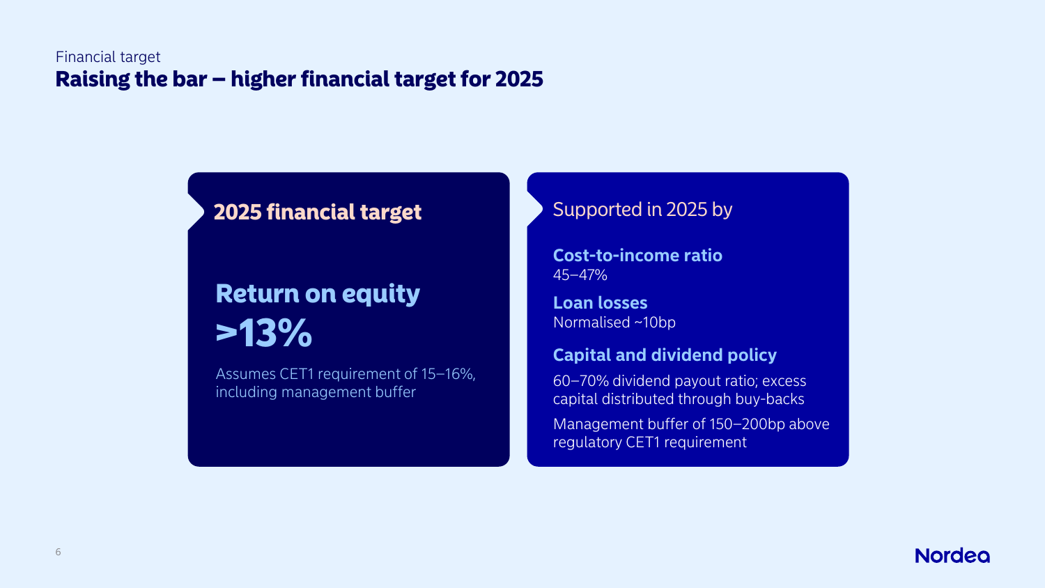Financial target

# Raising the bar – higher financial target for 2025

## 2025 financial target

**Return on equity**

**>13%**

Assumes CET1 requirement of 15–16%, including management buffer

## Supported in 2025 by

**Cost-to-income ratio**

45–47%

**Loan losses**

Normalised ~10bp

**Capital and dividend policy**

60–70% dividend payout ratio; excess capital distributed through buy-backs

Management buffer of 150–200bp above regulatory CET1 requirement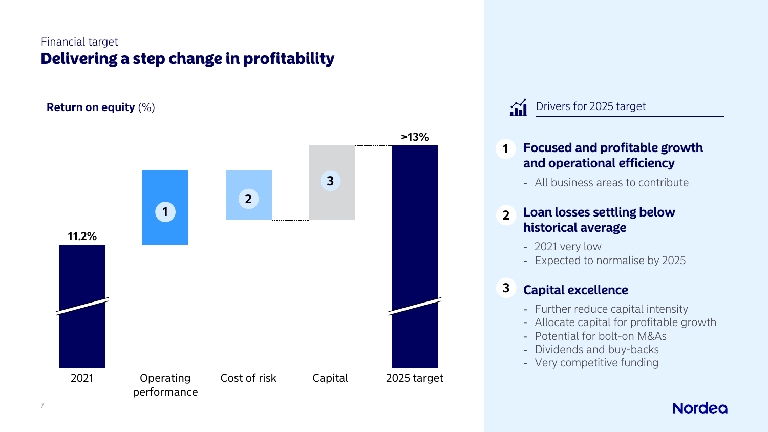Financial target

# Delivering a step change in profitability

**Return on equity** (%)

| 2021 | Operating performance | Cost of risk | Capital | 2025 target |
|---|---|---|---|---|
| 11.2% | 1 | 2 | 3 | >13% |

## Drivers for 2025 target

### 1 Focused and profitable growth and operational efficiency

- All business areas to contribute

### 2 Loan losses settling below historical average

- 2021 very low
- Expected to normalise by 2025

### 3 Capital excellence

- Further reduce capital intensity
- Allocate capital for profitable growth
- Potential for bolt-on M&As
- Dividends and buy-backs
- Very competitive funding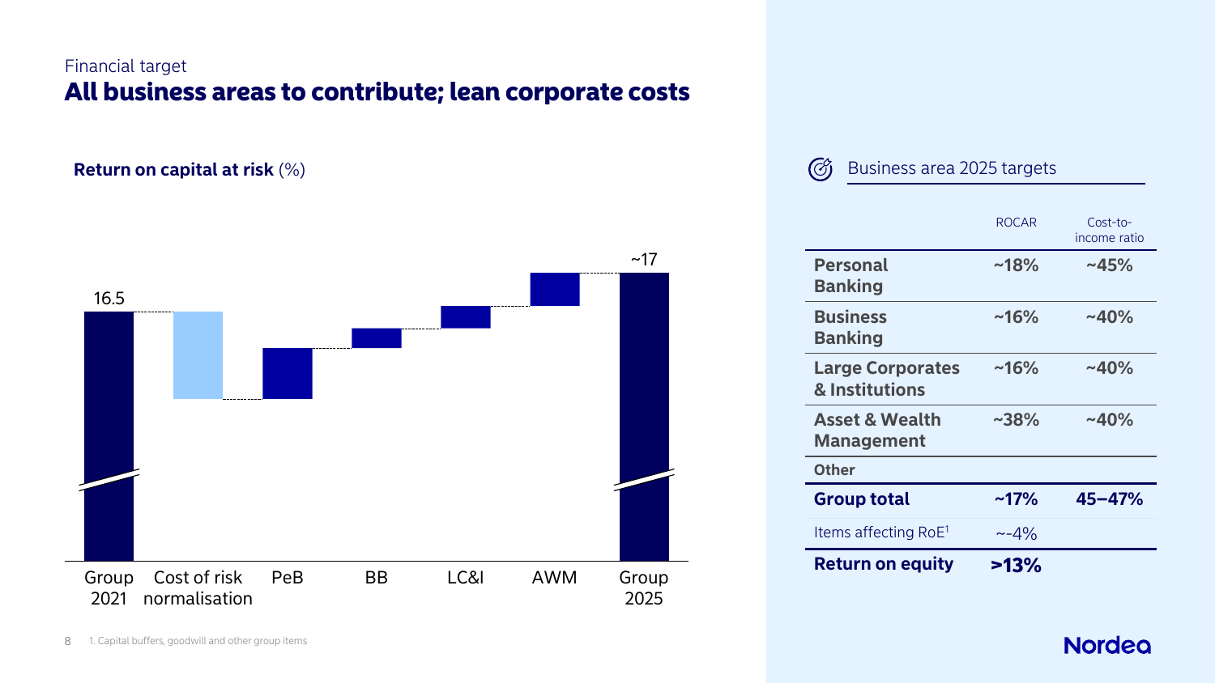Financial target

# All business areas to contribute; lean corporate costs

**Return on capital at risk** (%)

| | Value |
|---|---|
| Group 2021 | 16.5 |
| Cost of risk normalisation | |
| PeB | |
| BB | |
| LC&I | |
| AWM | |
| Group 2025 | ~17 |

## Business area 2025 targets

| | ROCAR | Cost-to-income ratio |
|---|---|---|
| **Personal Banking** | **~18%** | **~45%** |
| **Business Banking** | **~16%** | **~40%** |
| **Large Corporates & Institutions** | **~16%** | **~40%** |
| **Asset & Wealth Management** | **~38%** | **~40%** |
| **Other** | | |
| **Group total** | **~17%** | **45–47%** |
| Items affecting RoE[1] | ~-4% | |
| **Return on equity** | **>13%** | |

1. Capital buffers, goodwill and other group items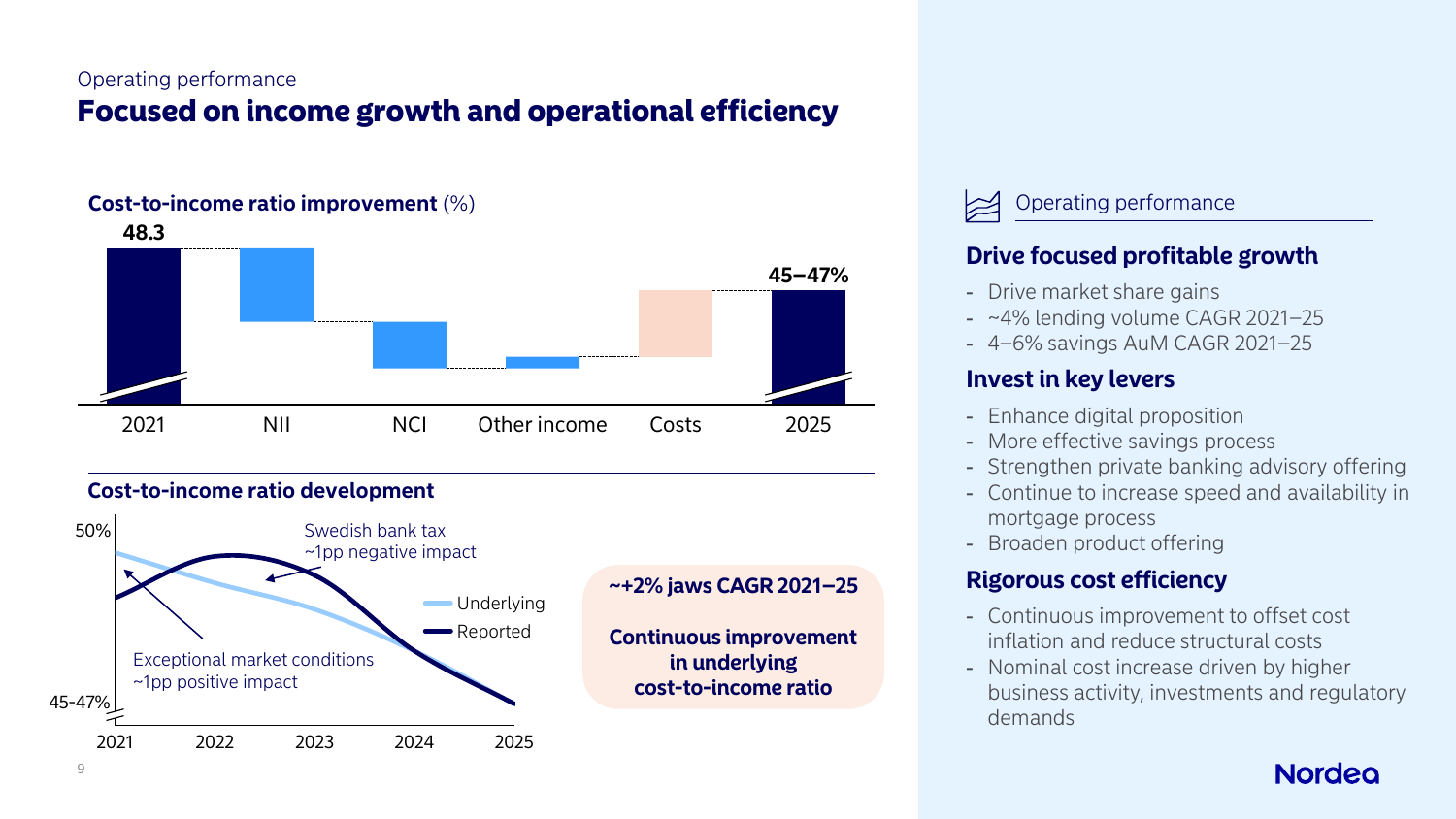Operating performance

# Focused on income growth and operational efficiency

**Cost-to-income ratio improvement** (%)

48.3

45–47%

2021 | NII | NCI | Other income | Costs | 2025

**Cost-to-income ratio development**

50%

45-47%

2021 2022 2023 2024 2025

Swedish bank tax ~1pp negative impact

Exceptional market conditions ~1pp positive impact

Underlying

Reported

**~+2% jaws CAGR 2021–25**

**Continuous improvement in underlying cost-to-income ratio**

Operating performance

## Drive focused profitable growth

- Drive market share gains
- ~4% lending volume CAGR 2021–25
- 4–6% savings AuM CAGR 2021–25

## Invest in key levers

- Enhance digital proposition
- More effective savings process
- Strengthen private banking advisory offering
- Continue to increase speed and availability in mortgage process
- Broaden product offering

## Rigorous cost efficiency

- Continuous improvement to offset cost inflation and reduce structural costs
- Nominal cost increase driven by higher business activity, investments and regulatory demands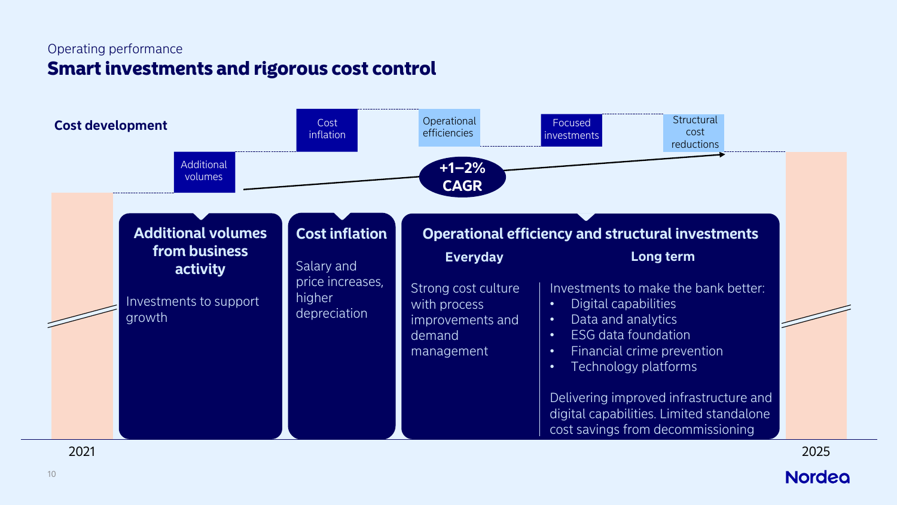Operating performance

# Smart investments and rigorous cost control

**Cost development**

2021 → Additional volumes → Cost inflation → Operational efficiencies → Focused investments → Structural cost reductions → 2025

**+1–2% CAGR**

### Additional volumes from business activity

Investments to support growth

### Cost inflation

Salary and price increases, higher depreciation

### Operational efficiency and structural investments

**Everyday**

Strong cost culture with process improvements and demand management

**Long term**

Investments to make the bank better:

- Digital capabilities
- Data and analytics
- ESG data foundation
- Financial crime prevention
- Technology platforms

Delivering improved infrastructure and digital capabilities. Limited standalone cost savings from decommissioning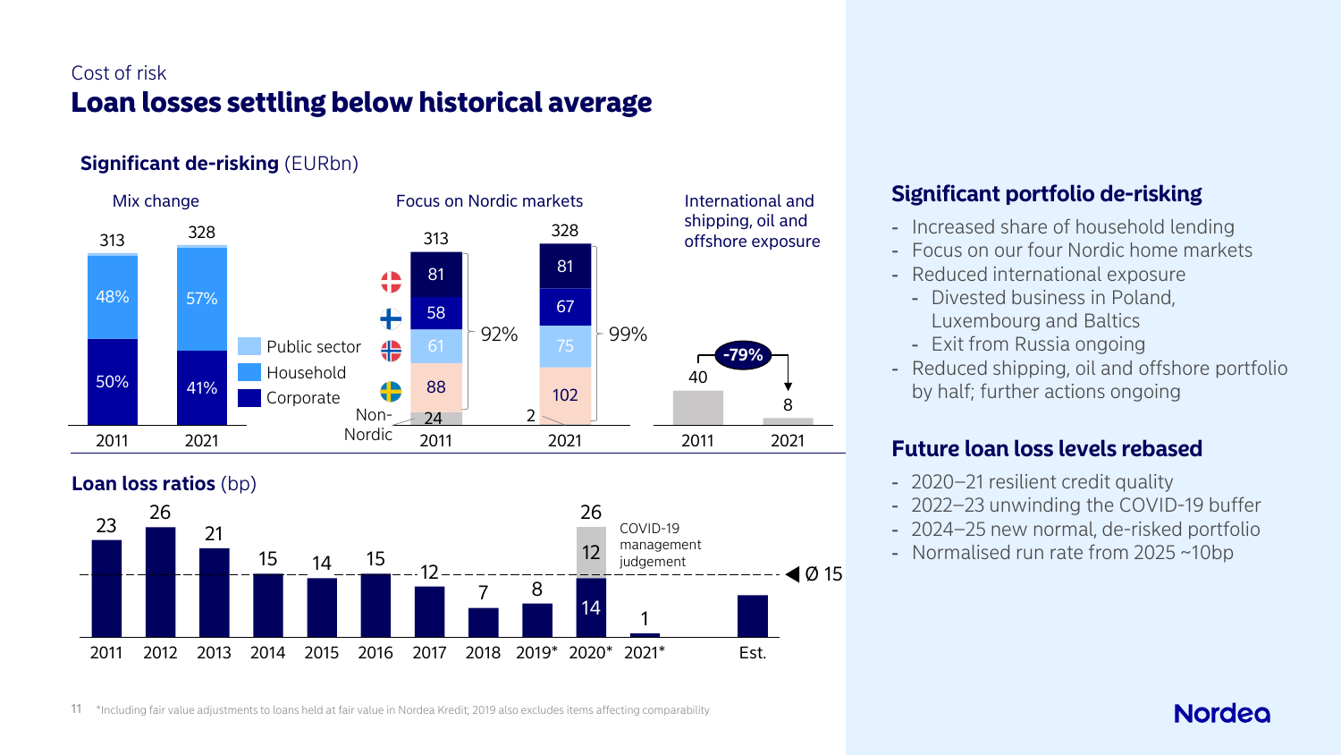Cost of risk

# Loan losses settling below historical average

## Significant de-risking (EURbn)

**Mix change**

| | 2011 | 2021 |
|---|---|---|
| Total | 313 | 328 |
| Household | 48% | 57% |
| Corporate | 50% | 41% |

Legend: Public sector, Household, Corporate

**Focus on Nordic markets**

| | 2011 | 2021 |
|---|---|---|
| Total | 313 | 328 |
| Denmark | 81 | 81 |
| Finland | 58 | 67 |
| Norway | 61 | 75 |
| Sweden | 88 | 102 |
| Non-Nordic | 24 | 2 |
| Nordic share | 92% | 99% |

**International and shipping, oil and offshore exposure**

| 2011 | 2021 |
|---|---|
| 40 | 8 |

-79%

## Loan loss ratios (bp)

| 2011 | 2012 | 2013 | 2014 | 2015 | 2016 | 2017 | 2018 | 2019* | 2020* | 2021* | Est. |
|---|---|---|---|---|---|---|---|---|---|---|---|
| 23 | 26 | 21 | 15 | 14 | 15 | 12 | 7 | 8 | 26 (14 + 12 COVID-19 management judgement) | 1 | |

Ø 15

## Significant portfolio de-risking

- Increased share of household lending
- Focus on our four Nordic home markets
- Reduced international exposure
  - Divested business in Poland, Luxembourg and Baltics
  - Exit from Russia ongoing
- Reduced shipping, oil and offshore portfolio by half; further actions ongoing

## Future loan loss levels rebased

- 2020–21 resilient credit quality
- 2022–23 unwinding the COVID-19 buffer
- 2024–25 new normal, de-risked portfolio
- Normalised run rate from 2025 ~10bp

*Including fair value adjustments to loans held at fair value in Nordea Kredit; 2019 also excludes items affecting comparability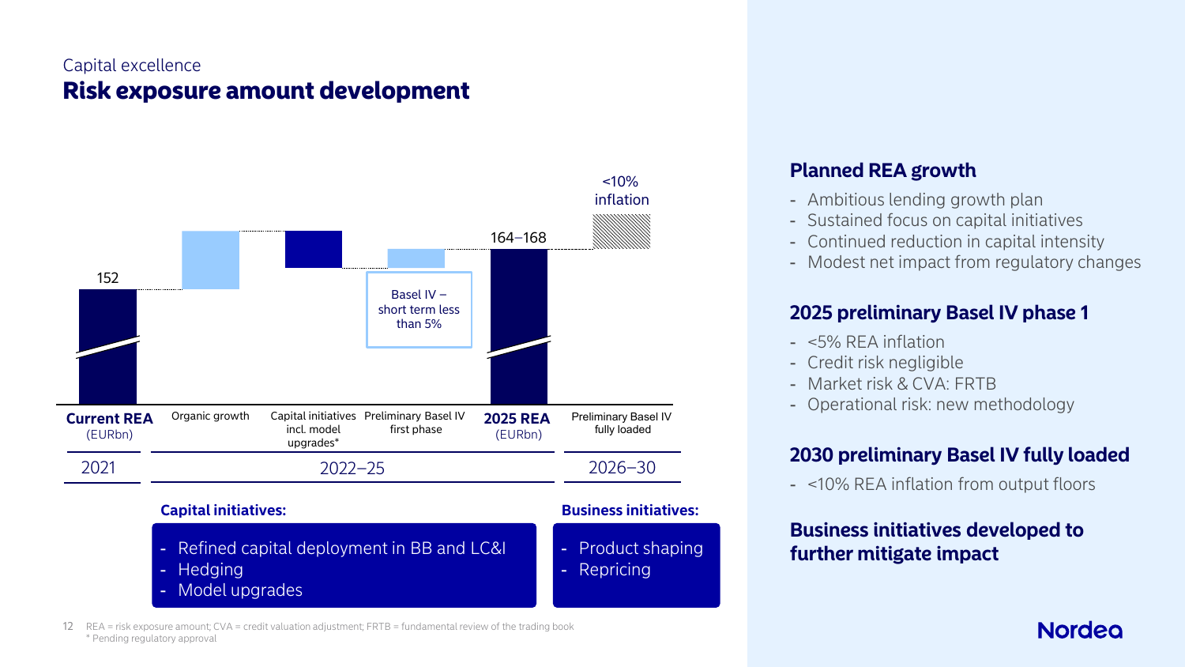Capital excellence

# Risk exposure amount development

| | Current REA (EURbn) | Organic growth | Capital initiatives incl. model upgrades* | Preliminary Basel IV first phase | 2025 REA (EURbn) | Preliminary Basel IV fully loaded |
|---|---|---|---|---|---|---|
| Value | 152 | | | Basel IV – short term less than 5% | 164–168 | <10% inflation |
| Period | 2021 | 2022–25 | | | | 2026–30 |

**Capital initiatives:**

- Refined capital deployment in BB and LC&I
- Hedging
- Model upgrades

**Business initiatives:**

- Product shaping
- Repricing

## Planned REA growth

- Ambitious lending growth plan
- Sustained focus on capital initiatives
- Continued reduction in capital intensity
- Modest net impact from regulatory changes

## 2025 preliminary Basel IV phase 1

- <5% REA inflation
- Credit risk negligible
- Market risk & CVA: FRTB
- Operational risk: new methodology

## 2030 preliminary Basel IV fully loaded

- <10% REA inflation from output floors

## Business initiatives developed to further mitigate impact

REA = risk exposure amount; CVA = credit valuation adjustment; FRTB = fundamental review of the trading book
* Pending regulatory approval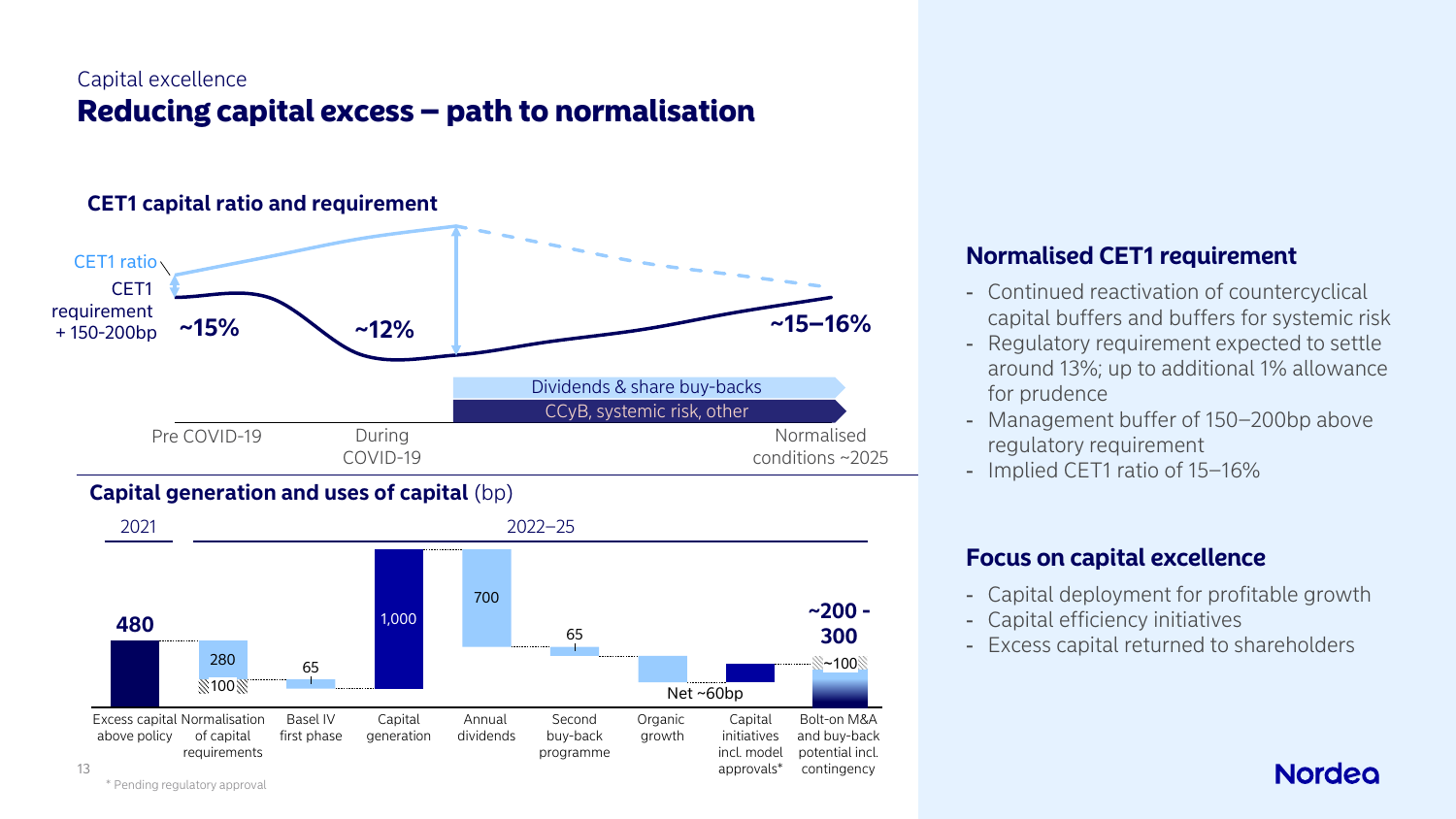Capital excellence

# Reducing capital excess – path to normalisation

## CET1 capital ratio and requirement

CET1 ratio

CET1 requirement + 150-200bp

~15%

~12%

~15–16%

Dividends & share buy-backs

CCyB, systemic risk, other

Pre COVID-19 | During COVID-19 | Normalised conditions ~2025

## Capital generation and uses of capital (bp)

| | 2021 | 2022–25 | | | | | | | |
|---|---|---|---|---|---|---|---|---|---|
| | Excess capital above policy | Normalisation of capital requirements | Basel IV first phase | Capital generation | Annual dividends | Second buy-back programme | Organic growth | Capital initiatives incl. model approvals* | Bolt-on M&A and buy-back potential incl. contingency |
| bp | 480 | 280 (100) | 65 | 1,000 | 700 | 65 | Net ~60bp | | ~200 - 300 (~100) |

\* Pending regulatory approval

## Normalised CET1 requirement

- Continued reactivation of countercyclical capital buffers and buffers for systemic risk
- Regulatory requirement expected to settle around 13%; up to additional 1% allowance for prudence
- Management buffer of 150–200bp above regulatory requirement
- Implied CET1 ratio of 15–16%

## Focus on capital excellence

- Capital deployment for profitable growth
- Capital efficiency initiatives
- Excess capital returned to shareholders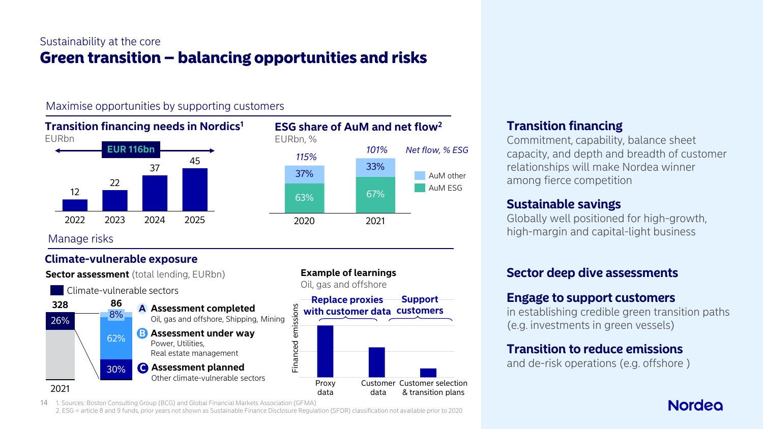Sustainability at the core

# Green transition – balancing opportunities and risks

## Maximise opportunities by supporting customers

### Transition financing needs in Nordics[1]

EURbn

EUR 116bn

| 2022 | 2023 | 2024 | 2025 |
|---|---|---|---|
| 12 | 22 | 37 | 45 |

### ESG share of AuM and net flow[2]

EURbn, %

| | 2020 | 2021 |
|---|---|---|
| *Net flow, % ESG* | *115%* | *101%* |
| AuM other | 37% | 33% |
| AuM ESG | 63% | 67% |

## Manage risks

### Climate-vulnerable exposure

**Sector assessment** (total lending, EURbn)

Climate-vulnerable sectors

2021: 328 total; 26% climate-vulnerable sectors (86)

| Share of 86 | Category |
|---|---|
| 8% | **A Assessment completed** – Oil, gas and offshore, Shipping, Mining |
| 62% | **B Assessment under way** – Power, Utilities, Real estate management |
| 30% | **C Assessment planned** – Other climate-vulnerable sectors |

**Example of learnings**

Oil, gas and offshore

Financed emissions: Proxy data → Customer data → Customer selection & transition plans

- **Replace proxies with customer data**
- **Support customers**

### Transition financing

Commitment, capability, balance sheet capacity, and depth and breadth of customer relationships will make Nordea winner among fierce competition

### Sustainable savings

Globally well positioned for high-growth, high-margin and capital-light business

### Sector deep dive assessments

### Engage to support customers

in establishing credible green transition paths (e.g. investments in green vessels)

### Transition to reduce emissions

and de-risk operations (e.g. offshore )

1. Sources: Boston Consulting Group (BCG) and Global Financial Markets Association (GFMA)
2. ESG = article 8 and 9 funds, prior years not shown as Sustainable Finance Disclosure Regulation (SFDR) classification not available prior to 2020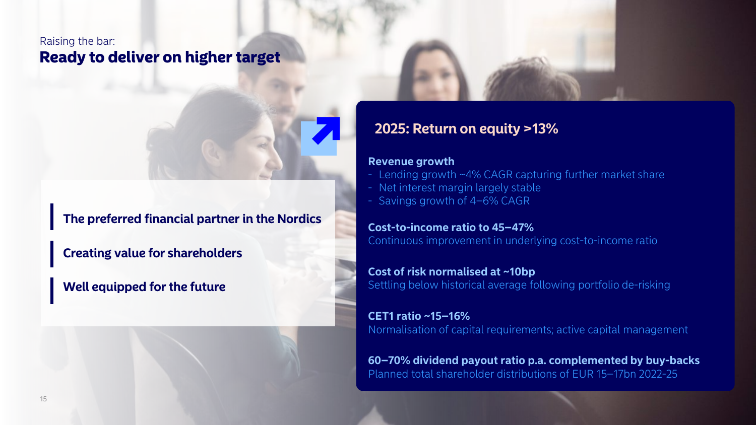Raising the bar:

# Ready to deliver on higher target

**The preferred financial partner in the Nordics**

**Creating value for shareholders**

**Well equipped for the future**

## 2025: Return on equity >13%

**Revenue growth**

- Lending growth ~4% CAGR capturing further market share
- Net interest margin largely stable
- Savings growth of 4–6% CAGR

**Cost-to-income ratio to 45–47%**
Continuous improvement in underlying cost-to-income ratio

**Cost of risk normalised at ~10bp**
Settling below historical average following portfolio de-risking

**CET1 ratio ~15–16%**
Normalisation of capital requirements; active capital management

**60–70% dividend payout ratio p.a. complemented by buy-backs**
Planned total shareholder distributions of EUR 15–17bn 2022-25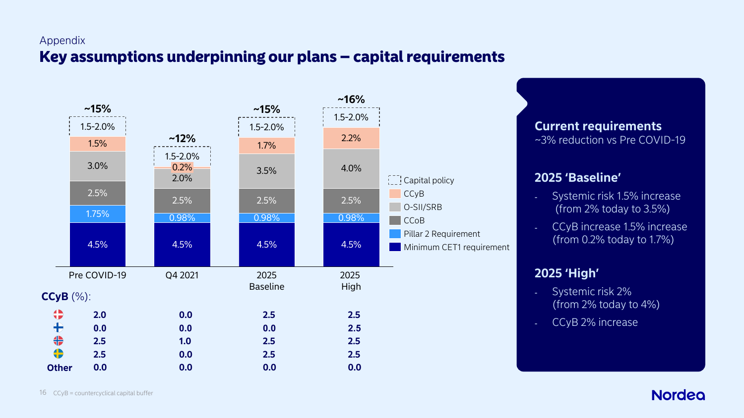Appendix

# Key assumptions underpinning our plans – capital requirements

~15%
1.5-2.0%
1.5%
3.0%
2.5%
1.75%
4.5%
Pre COVID-19

~12%
1.5-2.0%
0.2%
2.0%
2.5%
0.98%
4.5%
Q4 2021

~15%
1.5-2.0%
1.7%
3.5%
2.5%
0.98%
4.5%
2025 Baseline

~16%
1.5-2.0%
2.2%
4.0%
2.5%
0.98%
4.5%
2025 High

Capital policy
CCyB
O-SII/SRB
CCoB
Pillar 2 Requirement
Minimum CET1 requirement

**CCyB** (%):

| | Pre COVID-19 | Q4 2021 | 2025 Baseline | 2025 High |
|---|---|---|---|---|
| Denmark | 2.0 | 0.0 | 2.5 | 2.5 |
| Finland | 0.0 | 0.0 | 0.0 | 2.5 |
| Norway | 2.5 | 1.0 | 2.5 | 2.5 |
| Sweden | 2.5 | 0.0 | 2.5 | 2.5 |
| **Other** | 0.0 | 0.0 | 0.0 | 0.0 |

### Current requirements

~3% reduction vs Pre COVID-19

### 2025 'Baseline'

- Systemic risk 1.5% increase (from 2% today to 3.5%)
- CCyB increase 1.5% increase (from 0.2% today to 1.7%)

### 2025 'High'

- Systemic risk 2% (from 2% today to 4%)
- CCyB 2% increase

CCyB = countercyclical capital buffer